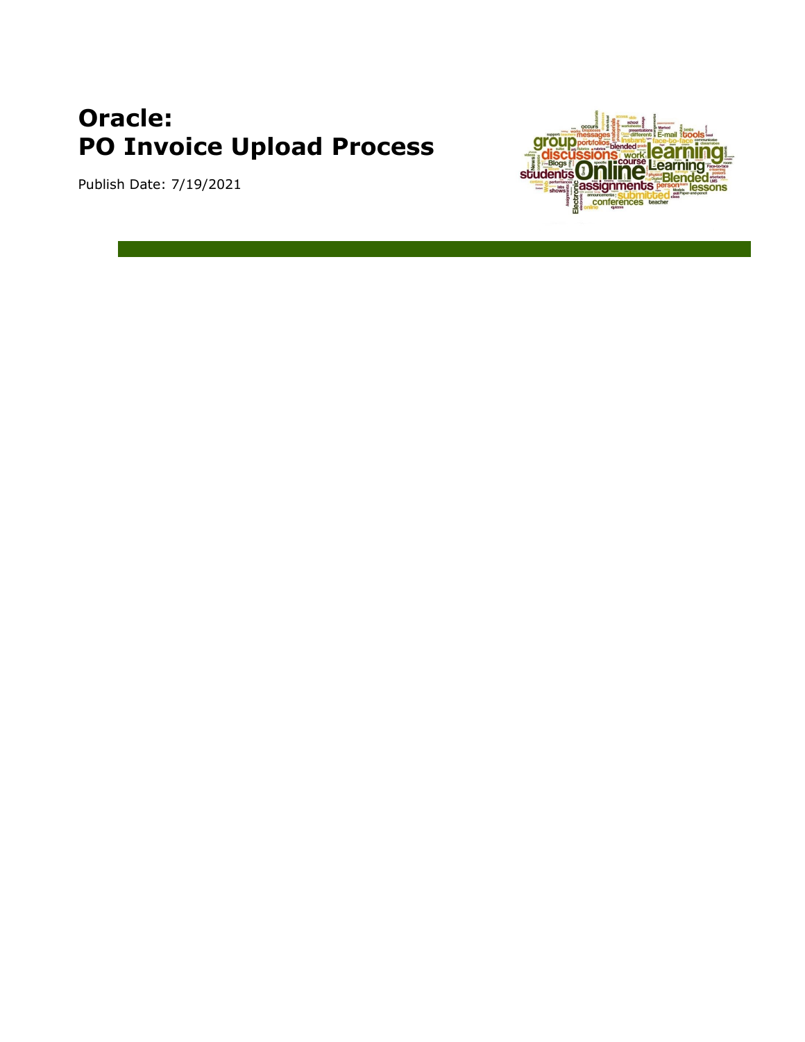# Oracle:
# PO Invoice Upload Process

Publish Date: 7/19/2021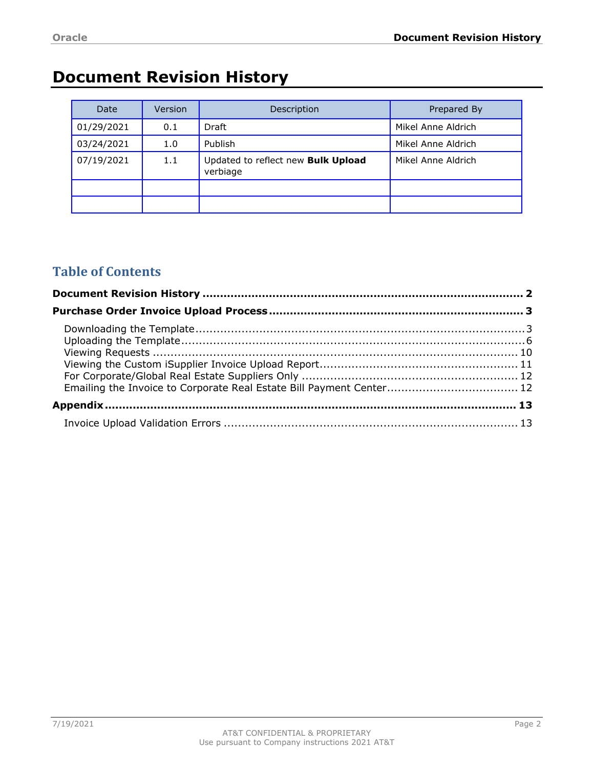# Document Revision History

| Date | Version | Description | Prepared By |
| --- | --- | --- | --- |
| 01/29/2021 | 0.1 | Draft | Mikel Anne Aldrich |
| 03/24/2021 | 1.0 | Publish | Mikel Anne Aldrich |
| 07/19/2021 | 1.1 | Updated to reflect new **Bulk Upload** verbiage | Mikel Anne Aldrich |
| | | | |
| | | | |

## Table of Contents

**Document Revision History** ........................................................................... **2**

**Purchase Order Invoice Upload Process** ........................................................... **3**

- Downloading the Template ................................................................................. 3
- Uploading the Template ..................................................................................... 6
- Viewing Requests ............................................................................................. 10
- Viewing the Custom iSupplier Invoice Upload Report ........................................ 11
- For Corporate/Global Real Estate Suppliers Only ............................................. 12
- Emailing the Invoice to Corporate Real Estate Bill Payment Center ..................... 12

**Appendix** ........................................................................................................ **13**

- Invoice Upload Validation Errors ...................................................................... 13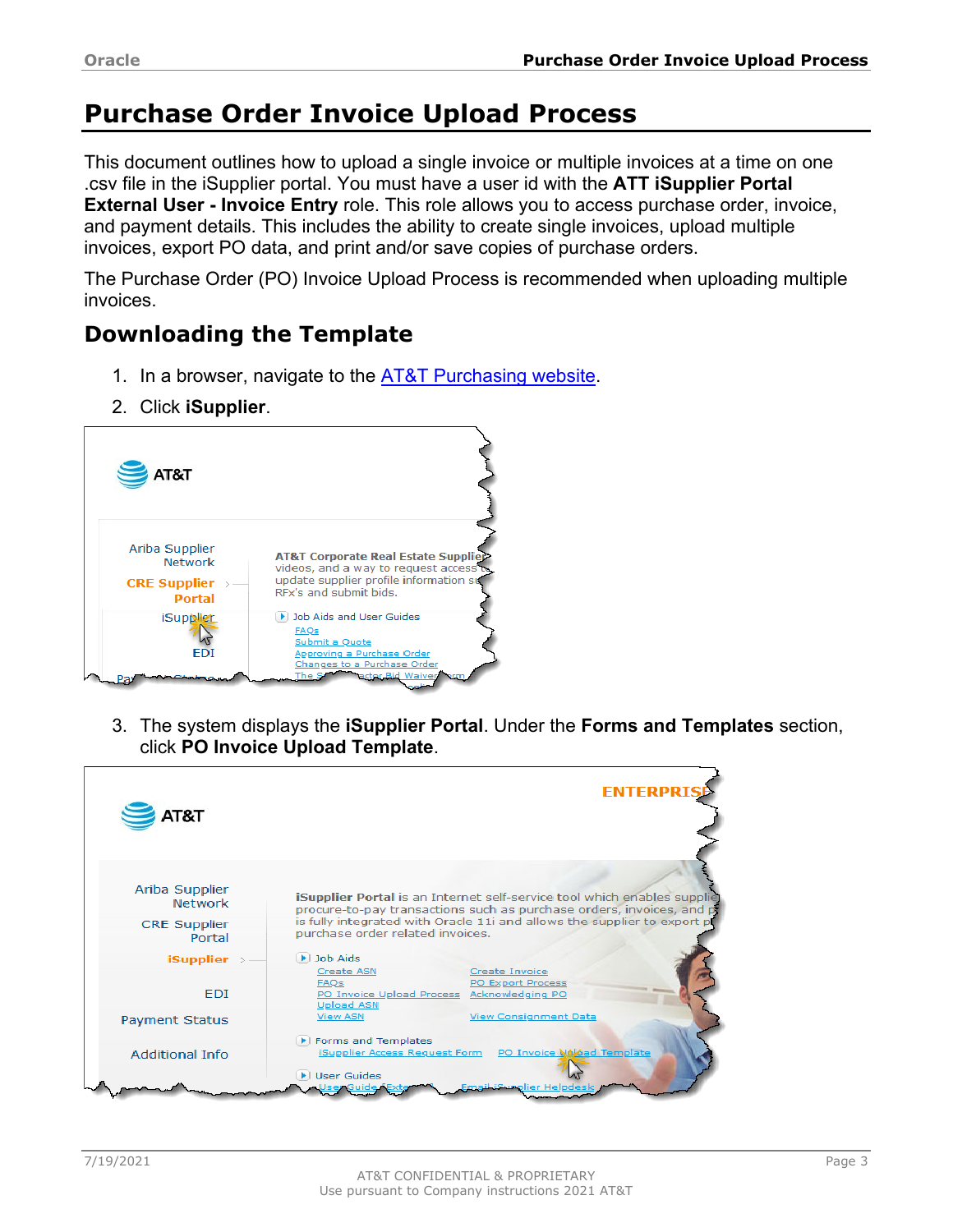# Purchase Order Invoice Upload Process

This document outlines how to upload a single invoice or multiple invoices at a time on one .csv file in the iSupplier portal. You must have a user id with the **ATT iSupplier Portal External User - Invoice Entry** role. This role allows you to access purchase order, invoice, and payment details. This includes the ability to create single invoices, upload multiple invoices, export PO data, and print and/or save copies of purchase orders.

The Purchase Order (PO) Invoice Upload Process is recommended when uploading multiple invoices.

## Downloading the Template

1. In a browser, navigate to the AT&T Purchasing website.
2. Click **iSupplier**.

3. The system displays the **iSupplier Portal**. Under the **Forms and Templates** section, click **PO Invoice Upload Template**.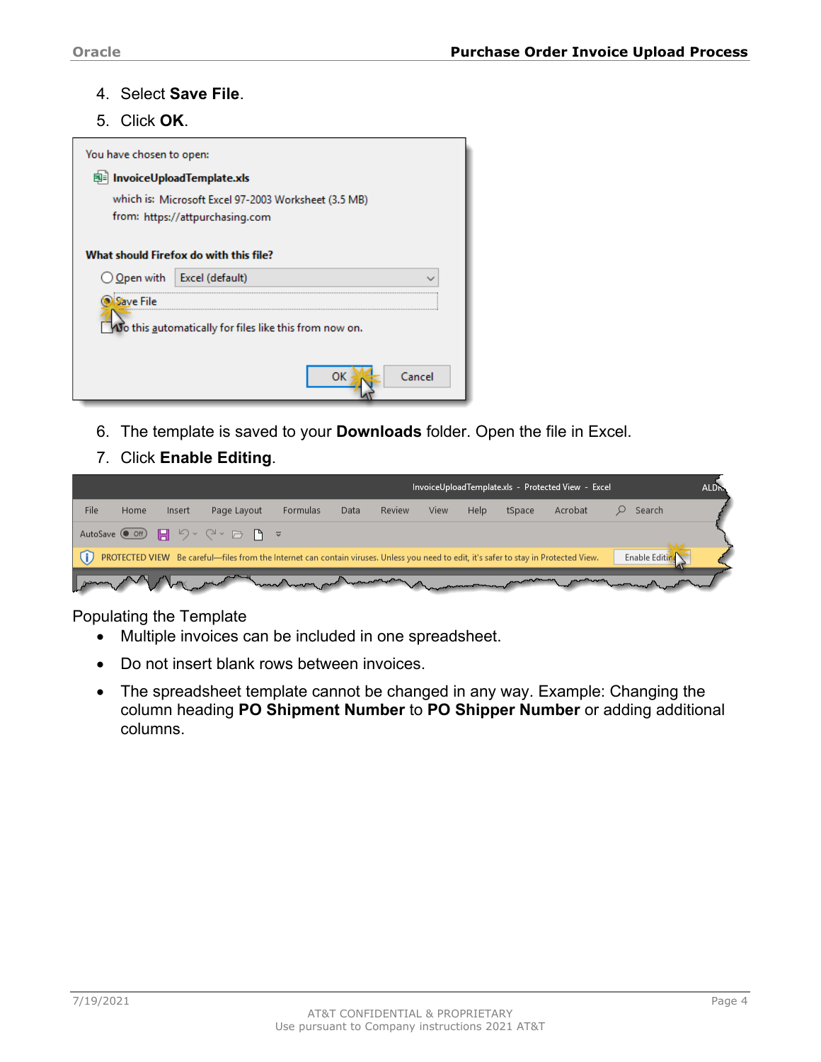4. Select **Save File**.
5. Click **OK**.

6. The template is saved to your **Downloads** folder. Open the file in Excel.
7. Click **Enable Editing**.

Populating the Template

- Multiple invoices can be included in one spreadsheet.
- Do not insert blank rows between invoices.
- The spreadsheet template cannot be changed in any way. Example: Changing the column heading **PO Shipment Number** to **PO Shipper Number** or adding additional columns.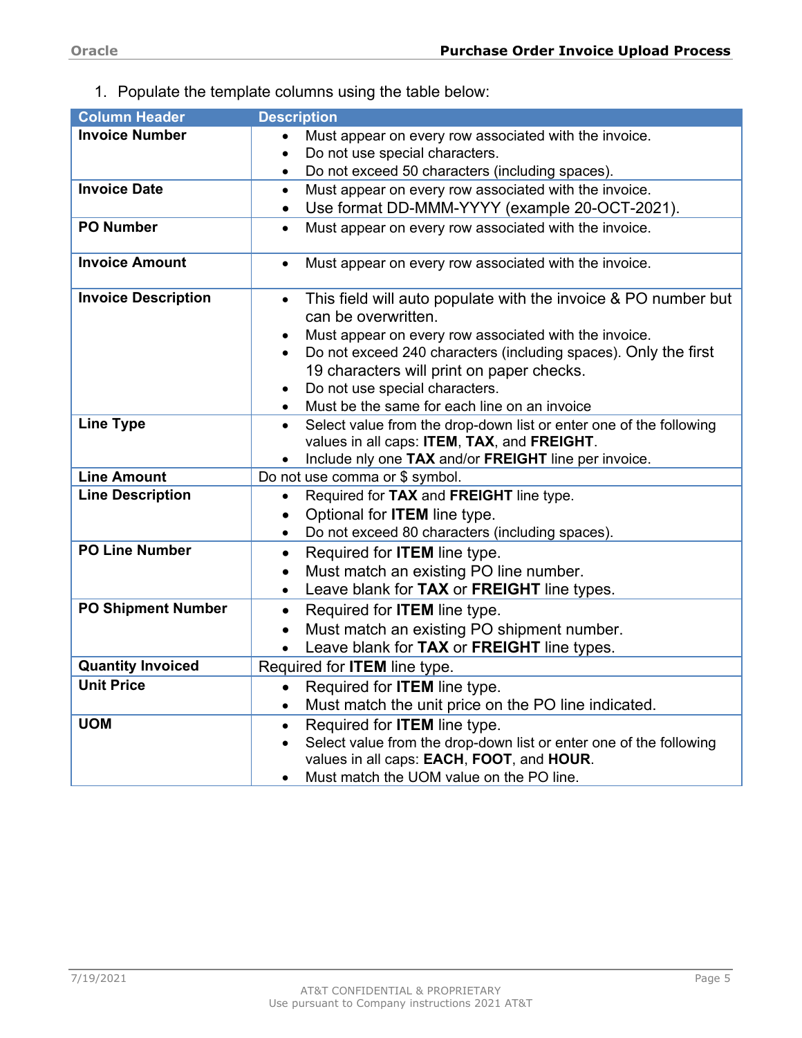1. Populate the template columns using the table below:

| Column Header | Description |
|---|---|
| **Invoice Number** | • Must appear on every row associated with the invoice.<br>• Do not use special characters.<br>• Do not exceed 50 characters (including spaces). |
| **Invoice Date** | • Must appear on every row associated with the invoice.<br>• Use format DD-MMM-YYYY (example 20-OCT-2021). |
| **PO Number** | • Must appear on every row associated with the invoice. |
| **Invoice Amount** | • Must appear on every row associated with the invoice. |
| **Invoice Description** | • This field will auto populate with the invoice & PO number but can be overwritten.<br>• Must appear on every row associated with the invoice.<br>• Do not exceed 240 characters (including spaces). Only the first 19 characters will print on paper checks.<br>• Do not use special characters.<br>• Must be the same for each line on an invoice |
| **Line Type** | • Select value from the drop-down list or enter one of the following values in all caps: **ITEM**, **TAX**, and **FREIGHT**.<br>• Include nly one **TAX** and/or **FREIGHT** line per invoice. |
| **Line Amount** | Do not use comma or $ symbol. |
| **Line Description** | • Required for **TAX** and **FREIGHT** line type.<br>• Optional for **ITEM** line type.<br>• Do not exceed 80 characters (including spaces). |
| **PO Line Number** | • Required for **ITEM** line type.<br>• Must match an existing PO line number.<br>• Leave blank for **TAX** or **FREIGHT** line types. |
| **PO Shipment Number** | • Required for **ITEM** line type.<br>• Must match an existing PO shipment number.<br>• Leave blank for **TAX** or **FREIGHT** line types. |
| **Quantity Invoiced** | Required for **ITEM** line type. |
| **Unit Price** | • Required for **ITEM** line type.<br>• Must match the unit price on the PO line indicated. |
| **UOM** | • Required for **ITEM** line type.<br>• Select value from the drop-down list or enter one of the following values in all caps: **EACH**, **FOOT**, and **HOUR**.<br>• Must match the UOM value on the PO line. |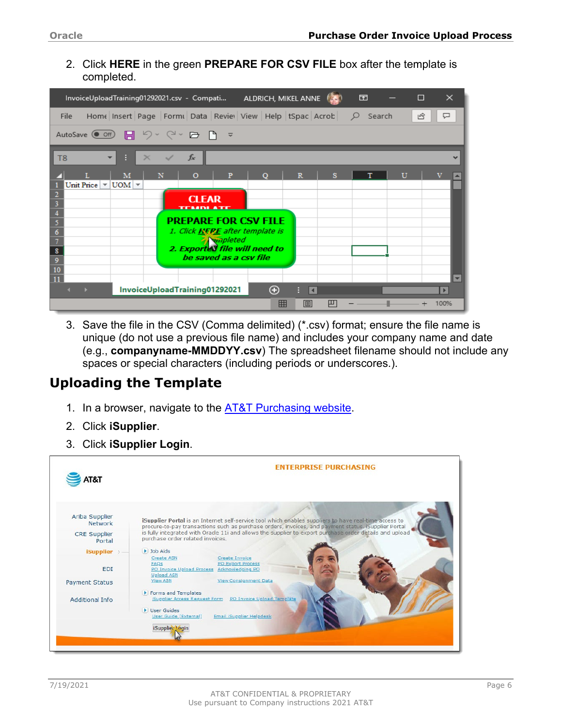2. Click **HERE** in the green **PREPARE FOR CSV FILE** box after the template is completed.

3. Save the file in the CSV (Comma delimited) (*.csv) format; ensure the file name is unique (do not use a previous file name) and includes your company name and date (e.g., **companyname-MMDDYY.csv**) The spreadsheet filename should not include any spaces or special characters (including periods or underscores.).

## Uploading the Template

1. In a browser, navigate to the AT&T Purchasing website.
2. Click **iSupplier**.
3. Click **iSupplier Login**.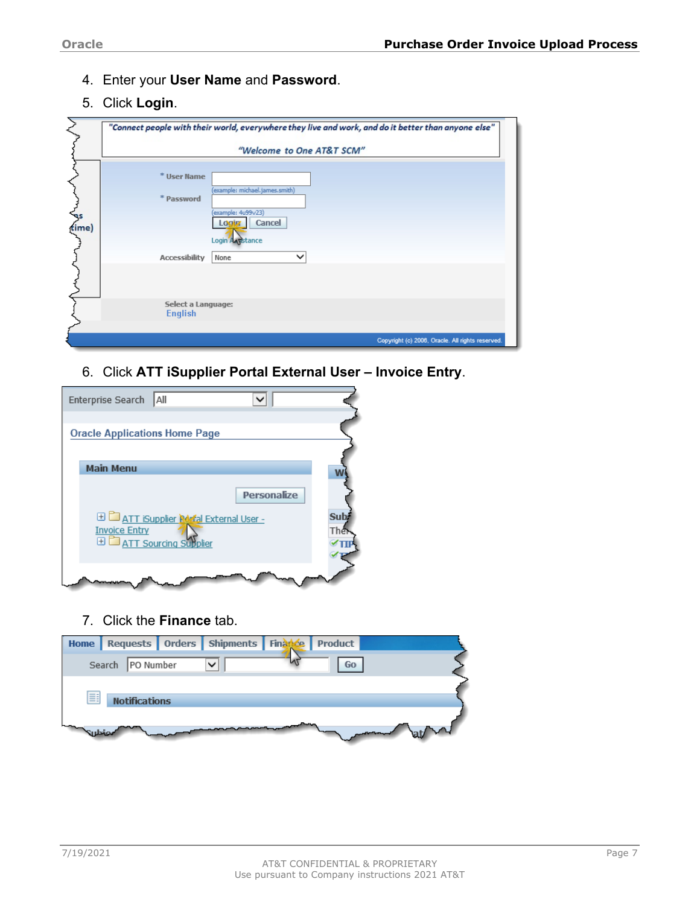4. Enter your **User Name** and **Password**.
5. Click **Login**.

6. Click **ATT iSupplier Portal External User – Invoice Entry**.

7. Click the **Finance** tab.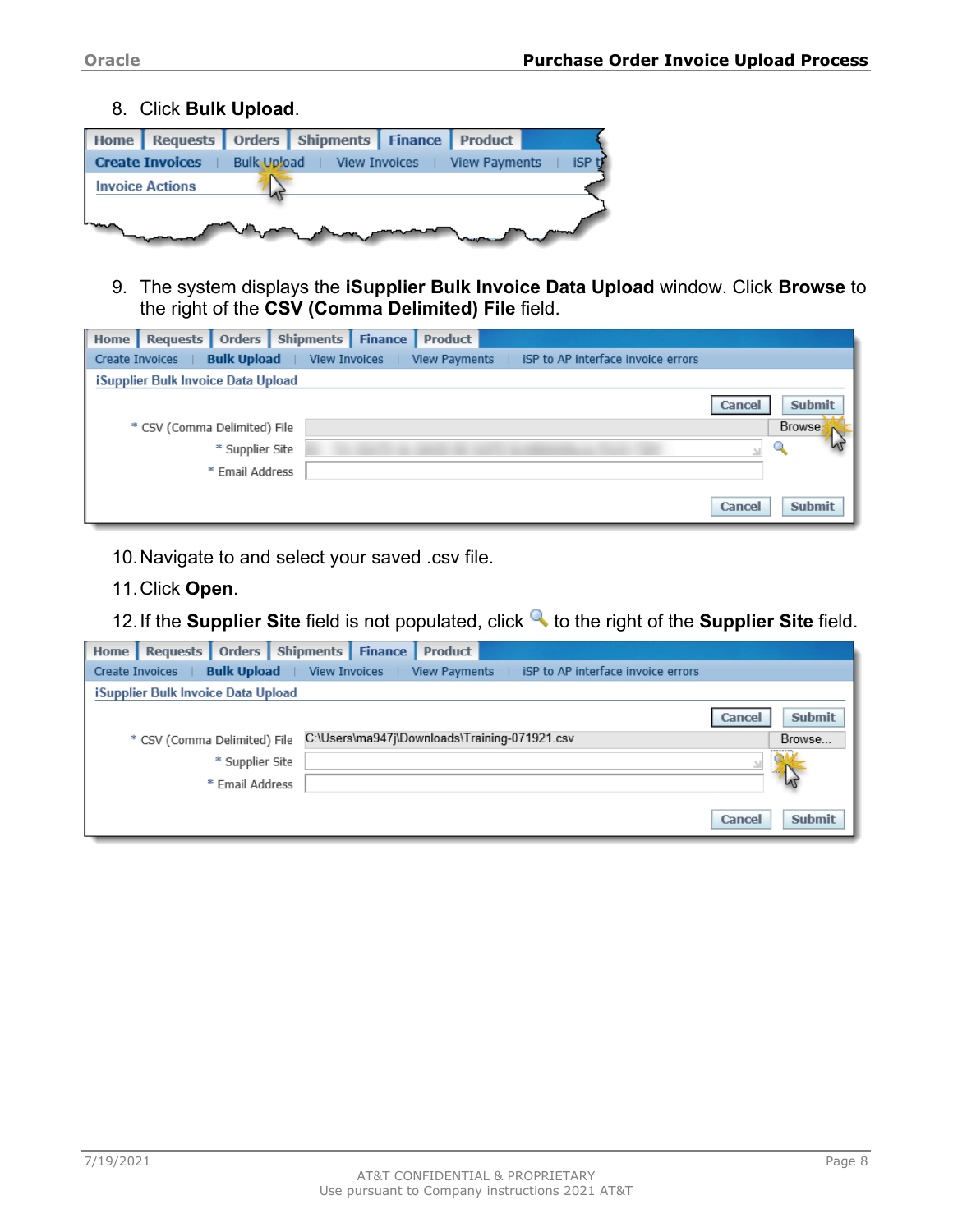8. Click **Bulk Upload**.

9. The system displays the **iSupplier Bulk Invoice Data Upload** window. Click **Browse** to the right of the **CSV (Comma Delimited) File** field.

10. Navigate to and select your saved .csv file.

11. Click **Open**.

12. If the **Supplier Site** field is not populated, click 🔍 to the right of the **Supplier Site** field.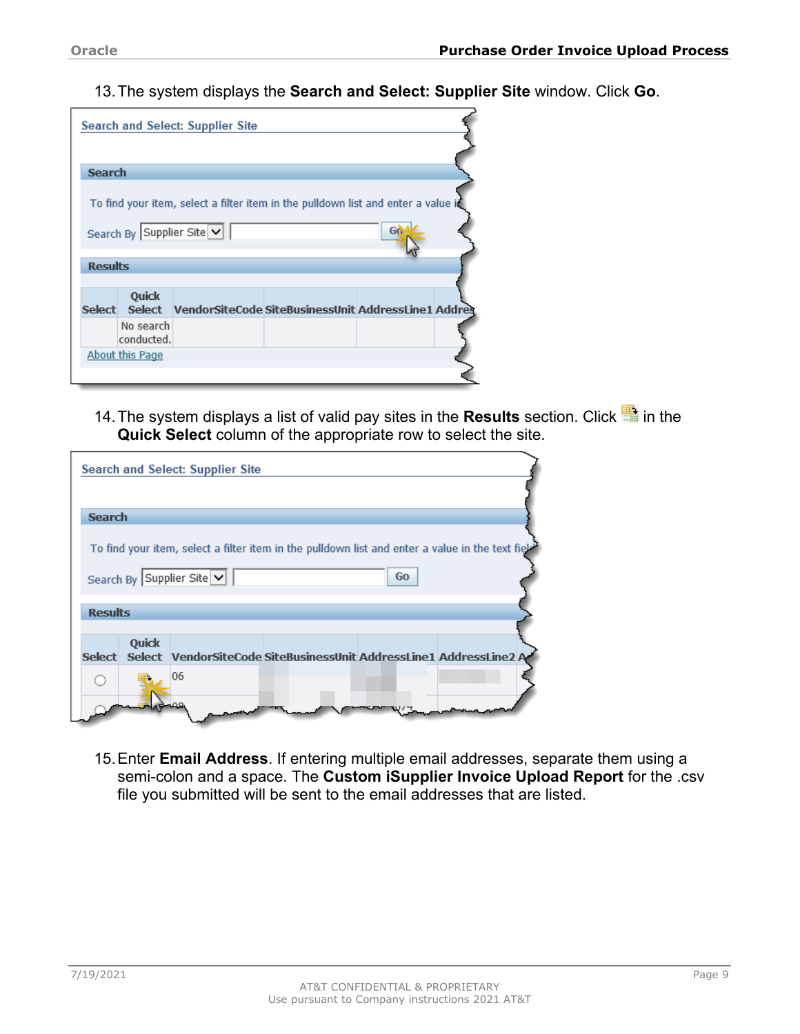13. The system displays the **Search and Select: Supplier Site** window. Click **Go**.

14. The system displays a list of valid pay sites in the **Results** section. Click in the **Quick Select** column of the appropriate row to select the site.

15. Enter **Email Address**. If entering multiple email addresses, separate them using a semi-colon and a space. The **Custom iSupplier Invoice Upload Report** for the .csv file you submitted will be sent to the email addresses that are listed.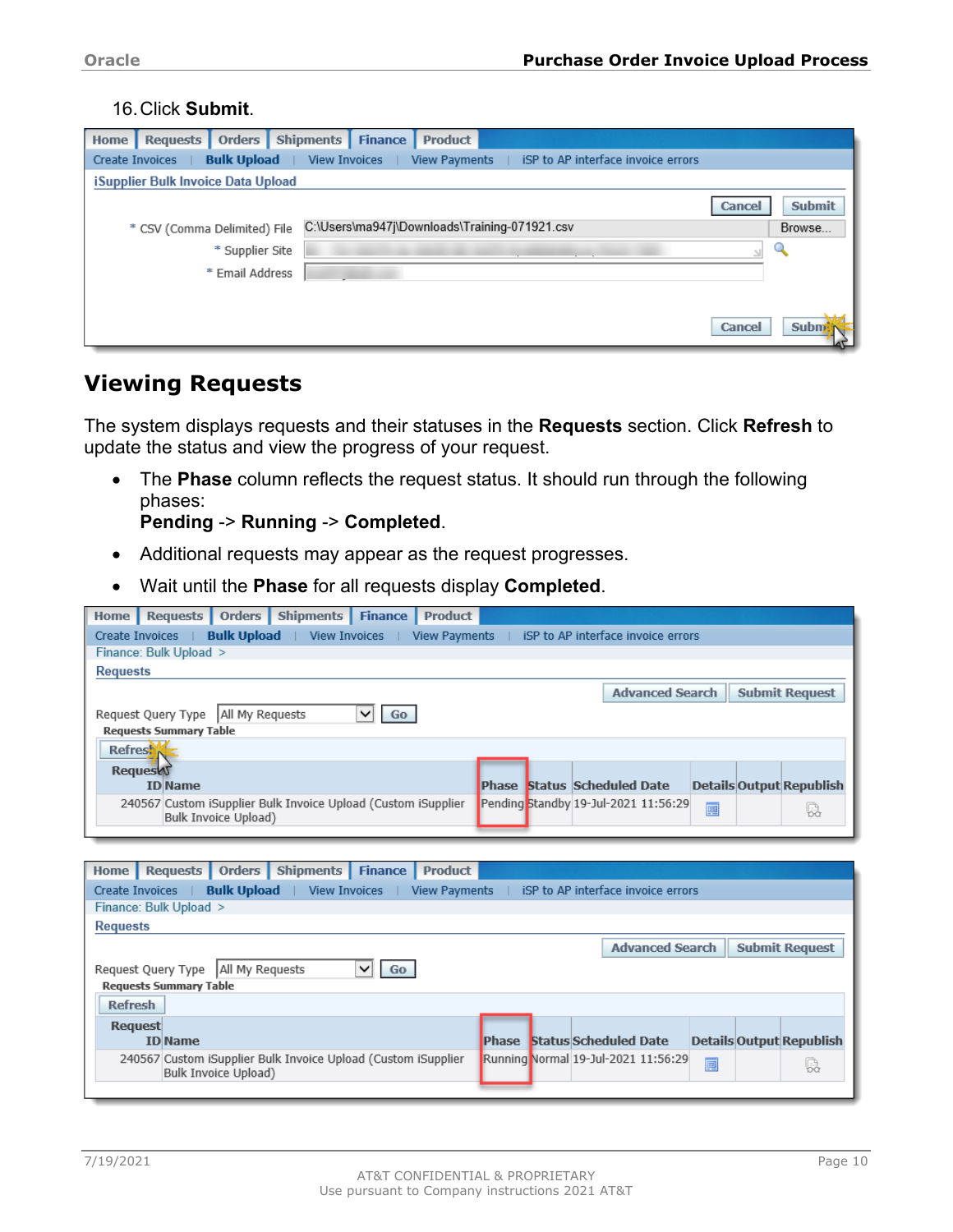16. Click **Submit**.

Home | Requests | Orders | Shipments | Finance | Product

Create Invoices | Bulk Upload | View Invoices | View Payments | iSP to AP interface invoice errors

iSupplier Bulk Invoice Data Upload

Cancel | Submit

\* CSV (Comma Delimited) File C:\Users\ma947j\Downloads\Training-071921.csv Browse...

\* Supplier Site

\* Email Address

Cancel | Submit

## Viewing Requests

The system displays requests and their statuses in the **Requests** section. Click **Refresh** to update the status and view the progress of your request.

- The **Phase** column reflects the request status. It should run through the following phases:
  **Pending** -> **Running** -> **Completed**.
- Additional requests may appear as the request progresses.
- Wait until the **Phase** for all requests display **Completed**.

Home | Requests | Orders | Shipments | Finance | Product

Create Invoices | Bulk Upload | View Invoices | View Payments | iSP to AP interface invoice errors

Finance: Bulk Upload >

Requests

Advanced Search | Submit Request

Request Query Type All My Requests Go

Requests Summary Table

Refresh

| Request ID | Name | Phase | Status | Scheduled Date | Details | Output | Republish |
|---|---|---|---|---|---|---|---|
| 240567 | Custom iSupplier Bulk Invoice Upload (Custom iSupplier Bulk Invoice Upload) | Pending | Standby | 19-Jul-2021 11:56:29 | | | |

Home | Requests | Orders | Shipments | Finance | Product

Create Invoices | Bulk Upload | View Invoices | View Payments | iSP to AP interface invoice errors

Finance: Bulk Upload >

Requests

Advanced Search | Submit Request

Request Query Type All My Requests Go

Requests Summary Table

Refresh

| Request ID | Name | Phase | Status | Scheduled Date | Details | Output | Republish |
|---|---|---|---|---|---|---|---|
| 240567 | Custom iSupplier Bulk Invoice Upload (Custom iSupplier Bulk Invoice Upload) | Running | Normal | 19-Jul-2021 11:56:29 | | | |

AT&T CONFIDENTIAL & PROPRIETARY
Use pursuant to Company instructions 2021 AT&T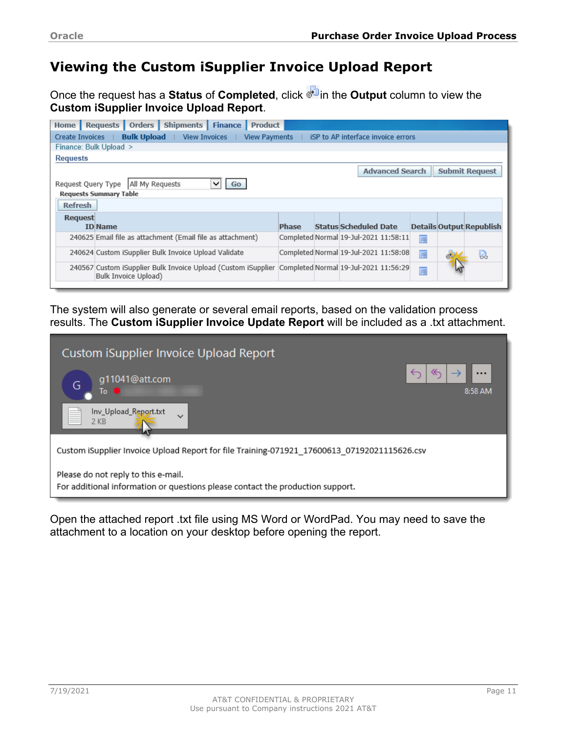## Viewing the Custom iSupplier Invoice Upload Report

Once the request has a **Status** of **Completed**, click in the **Output** column to view the **Custom iSupplier Invoice Upload Report**.

The system will also generate or several email reports, based on the validation process results. The **Custom iSupplier Invoice Update Report** will be included as a .txt attachment.

Open the attached report .txt file using MS Word or WordPad. You may need to save the attachment to a location on your desktop before opening the report.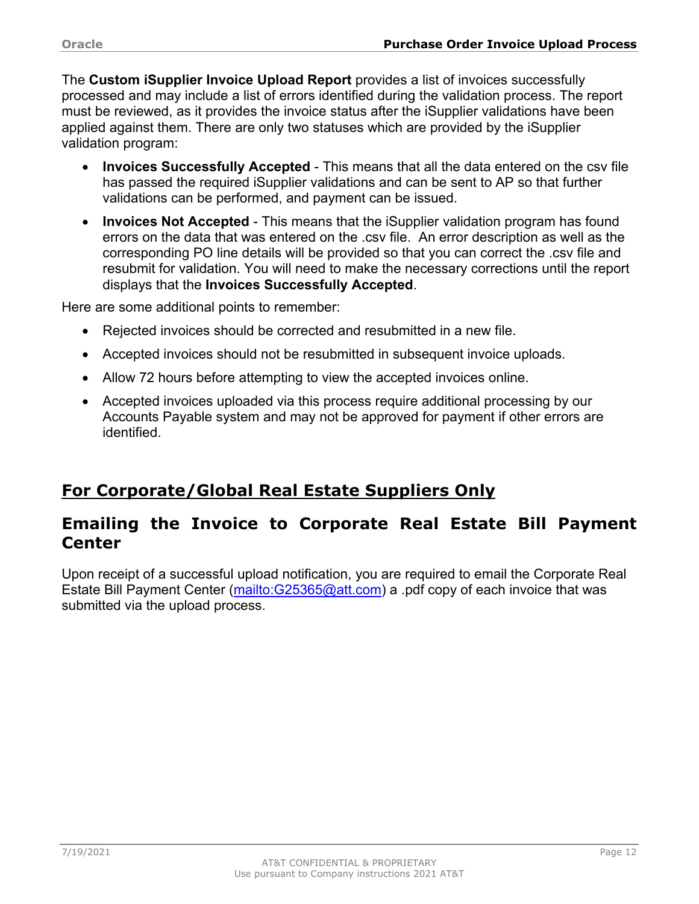The **Custom iSupplier Invoice Upload Report** provides a list of invoices successfully processed and may include a list of errors identified during the validation process. The report must be reviewed, as it provides the invoice status after the iSupplier validations have been applied against them. There are only two statuses which are provided by the iSupplier validation program:

- **Invoices Successfully Accepted** - This means that all the data entered on the csv file has passed the required iSupplier validations and can be sent to AP so that further validations can be performed, and payment can be issued.
- **Invoices Not Accepted** - This means that the iSupplier validation program has found errors on the data that was entered on the .csv file. An error description as well as the corresponding PO line details will be provided so that you can correct the .csv file and resubmit for validation. You will need to make the necessary corrections until the report displays that the **Invoices Successfully Accepted**.

Here are some additional points to remember:

- Rejected invoices should be corrected and resubmitted in a new file.
- Accepted invoices should not be resubmitted in subsequent invoice uploads.
- Allow 72 hours before attempting to view the accepted invoices online.
- Accepted invoices uploaded via this process require additional processing by our Accounts Payable system and may not be approved for payment if other errors are identified.

# For Corporate/Global Real Estate Suppliers Only

## Emailing the Invoice to Corporate Real Estate Bill Payment Center

Upon receipt of a successful upload notification, you are required to email the Corporate Real Estate Bill Payment Center (mailto:G25365@att.com) a .pdf copy of each invoice that was submitted via the upload process.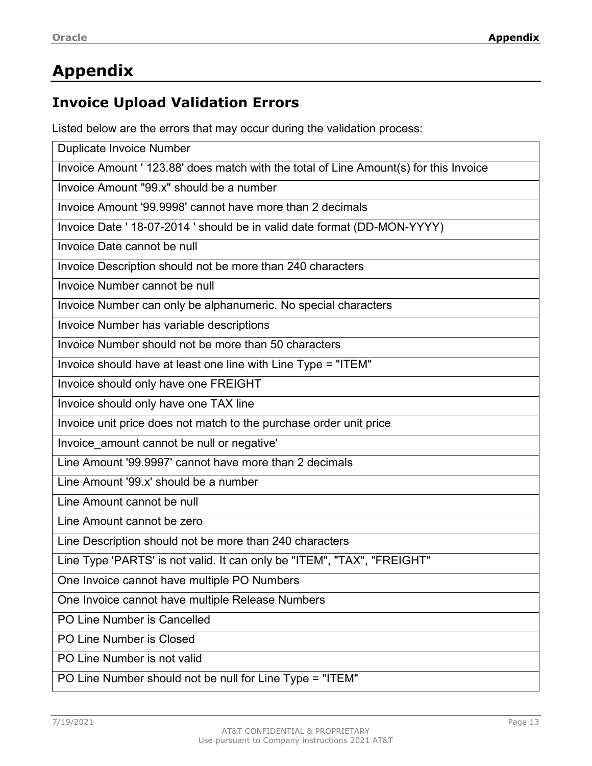# Appendix

## Invoice Upload Validation Errors

Listed below are the errors that may occur during the validation process:

| Error |
|---|
| Duplicate Invoice Number |
| Invoice Amount ' 123.88' does match with the total of Line Amount(s) for this Invoice |
| Invoice Amount "99.x" should be a number |
| Invoice Amount '99.9998' cannot have more than 2 decimals |
| Invoice Date ' 18-07-2014 ' should be in valid date format (DD-MON-YYYY) |
| Invoice Date cannot be null |
| Invoice Description should not be more than 240 characters |
| Invoice Number cannot be null |
| Invoice Number can only be alphanumeric. No special characters |
| Invoice Number has variable descriptions |
| Invoice Number should not be more than 50 characters |
| Invoice should have at least one line with Line Type = "ITEM" |
| Invoice should only have one FREIGHT |
| Invoice should only have one TAX line |
| Invoice unit price does not match to the purchase order unit price |
| Invoice_amount cannot be null or negative' |
| Line Amount '99.9997' cannot have more than 2 decimals |
| Line Amount '99.x' should be a number |
| Line Amount cannot be null |
| Line Amount cannot be zero |
| Line Description should not be more than 240 characters |
| Line Type 'PARTS' is not valid. It can only be "ITEM", "TAX", "FREIGHT" |
| One Invoice cannot have multiple PO Numbers |
| One Invoice cannot have multiple Release Numbers |
| PO Line Number is Cancelled |
| PO Line Number is Closed |
| PO Line Number is not valid |
| PO Line Number should not be null for Line Type = "ITEM" |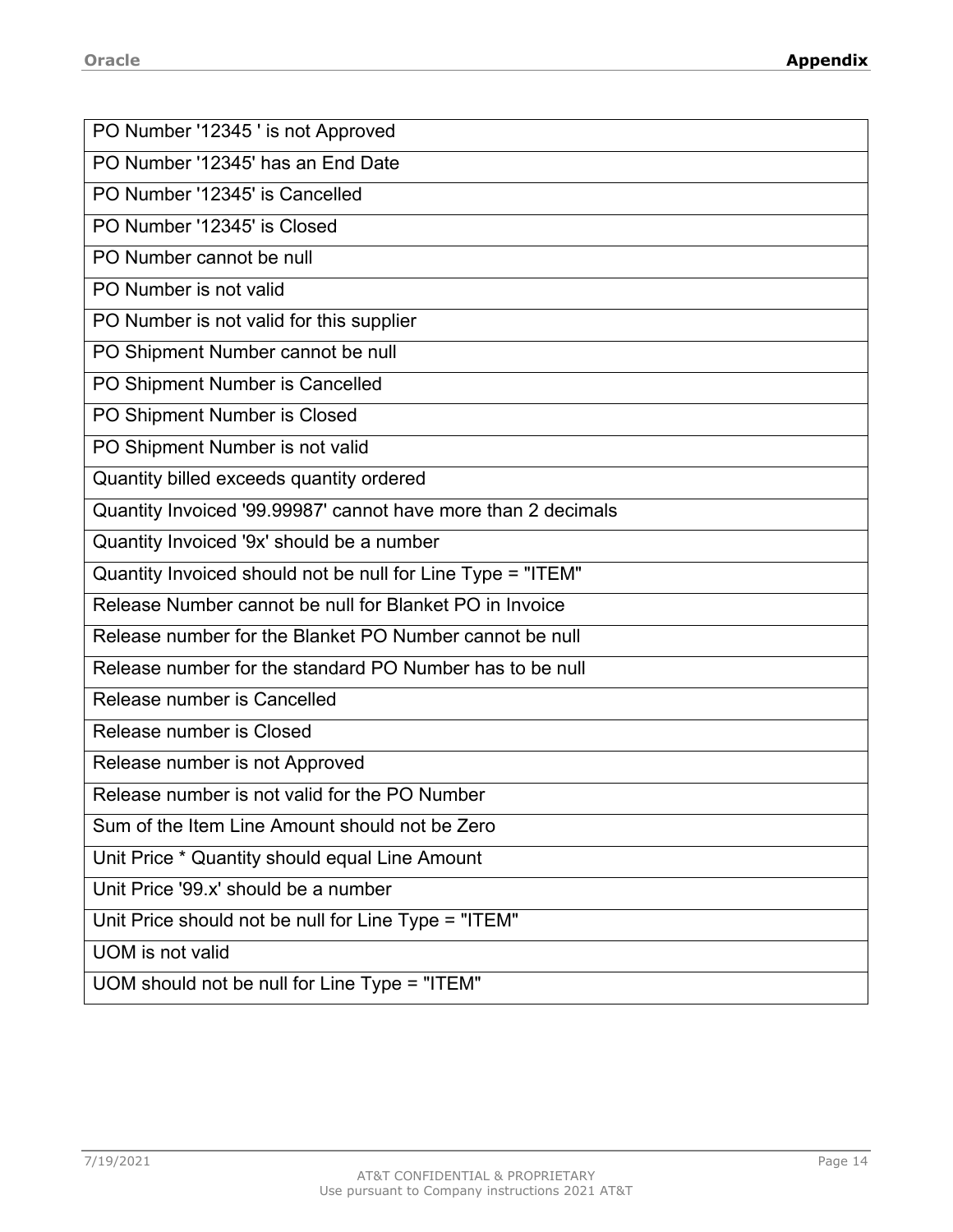| |
|---|
| PO Number '12345 ' is not Approved |
| PO Number '12345' has an End Date |
| PO Number '12345' is Cancelled |
| PO Number '12345' is Closed |
| PO Number cannot be null |
| PO Number is not valid |
| PO Number is not valid for this supplier |
| PO Shipment Number cannot be null |
| PO Shipment Number is Cancelled |
| PO Shipment Number is Closed |
| PO Shipment Number is not valid |
| Quantity billed exceeds quantity ordered |
| Quantity Invoiced '99.99987' cannot have more than 2 decimals |
| Quantity Invoiced '9x' should be a number |
| Quantity Invoiced should not be null for Line Type = "ITEM" |
| Release Number cannot be null for Blanket PO in Invoice |
| Release number for the Blanket PO Number cannot be null |
| Release number for the standard PO Number has to be null |
| Release number is Cancelled |
| Release number is Closed |
| Release number is not Approved |
| Release number is not valid for the PO Number |
| Sum of the Item Line Amount should not be Zero |
| Unit Price * Quantity should equal Line Amount |
| Unit Price '99.x' should be a number |
| Unit Price should not be null for Line Type = "ITEM" |
| UOM is not valid |
| UOM should not be null for Line Type = "ITEM" |